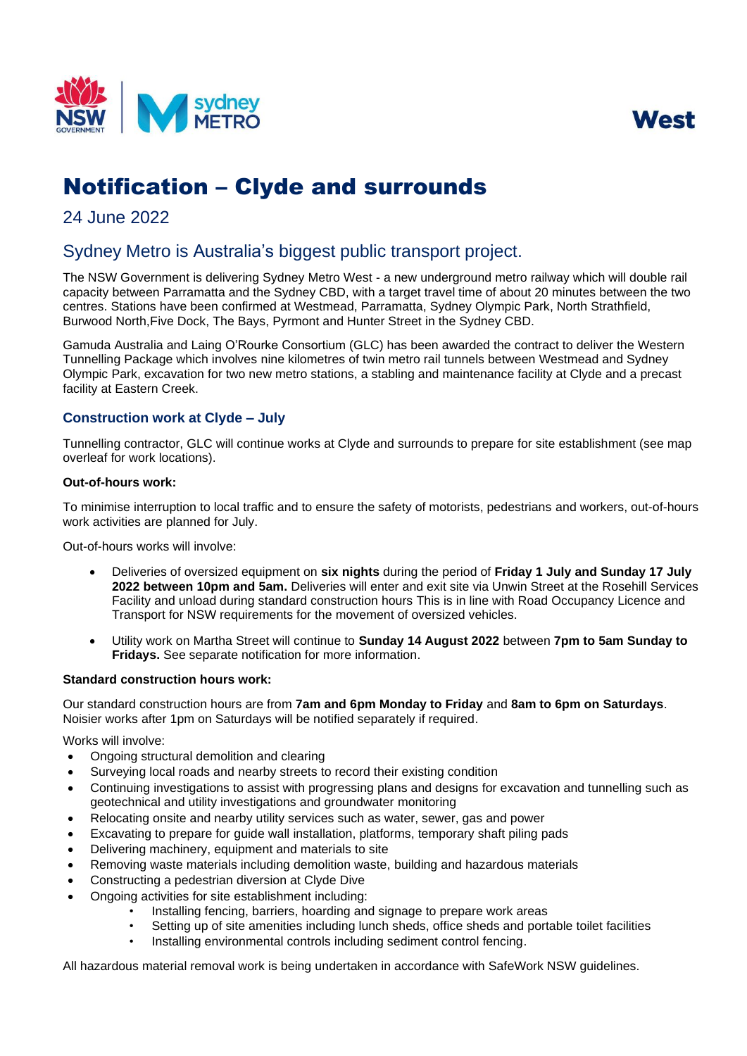West

# Notification – Clyde and surrounds

24 June 2022

## Sydney Metro is Australia's biggest public transport project.

The NSW Government is delivering Sydney Metro West - a new underground metro railway which will double rail capacity between Parramatta and the Sydney CBD, with a target travel time of about 20 minutes between the two centres. Stations have been confirmed at Westmead, Parramatta, Sydney Olympic Park, North Strathfield, Burwood North,Five Dock, The Bays, Pyrmont and Hunter Street in the Sydney CBD.

Gamuda Australia and Laing O'Rourke Consortium (GLC) has been awarded the contract to deliver the Western Tunnelling Package which involves nine kilometres of twin metro rail tunnels between Westmead and Sydney Olympic Park, excavation for two new metro stations, a stabling and maintenance facility at Clyde and a precast facility at Eastern Creek.

### Construction work at Clyde – July

Tunnelling contractor, GLC will continue works at Clyde and surrounds to prepare for site establishment (see map overleaf for work locations).

**Out-of-hours work:**

To minimise interruption to local traffic and to ensure the safety of motorists, pedestrians and workers, out-of-hours work activities are planned for July.

Out-of-hours works will involve:

- Deliveries of oversized equipment on **six nights** during the period of **Friday 1 July and Sunday 17 July 2022 between 10pm and 5am.** Deliveries will enter and exit site via Unwin Street at the Rosehill Services Facility and unload during standard construction hours This is in line with Road Occupancy Licence and Transport for NSW requirements for the movement of oversized vehicles.
- Utility work on Martha Street will continue to **Sunday 14 August 2022** between **7pm to 5am Sunday to Fridays.** See separate notification for more information.

**Standard construction hours work:**

Our standard construction hours are from **7am and 6pm Monday to Friday** and **8am to 6pm on Saturdays**. Noisier works after 1pm on Saturdays will be notified separately if required.

Works will involve:

- Ongoing structural demolition and clearing
- Surveying local roads and nearby streets to record their existing condition
- Continuing investigations to assist with progressing plans and designs for excavation and tunnelling such as geotechnical and utility investigations and groundwater monitoring
- Relocating onsite and nearby utility services such as water, sewer, gas and power
- Excavating to prepare for guide wall installation, platforms, temporary shaft piling pads
- Delivering machinery, equipment and materials to site
- Removing waste materials including demolition waste, building and hazardous materials
- Constructing a pedestrian diversion at Clyde Dive
- Ongoing activities for site establishment including:
  - Installing fencing, barriers, hoarding and signage to prepare work areas
  - Setting up of site amenities including lunch sheds, office sheds and portable toilet facilities
  - Installing environmental controls including sediment control fencing.

All hazardous material removal work is being undertaken in accordance with SafeWork NSW guidelines.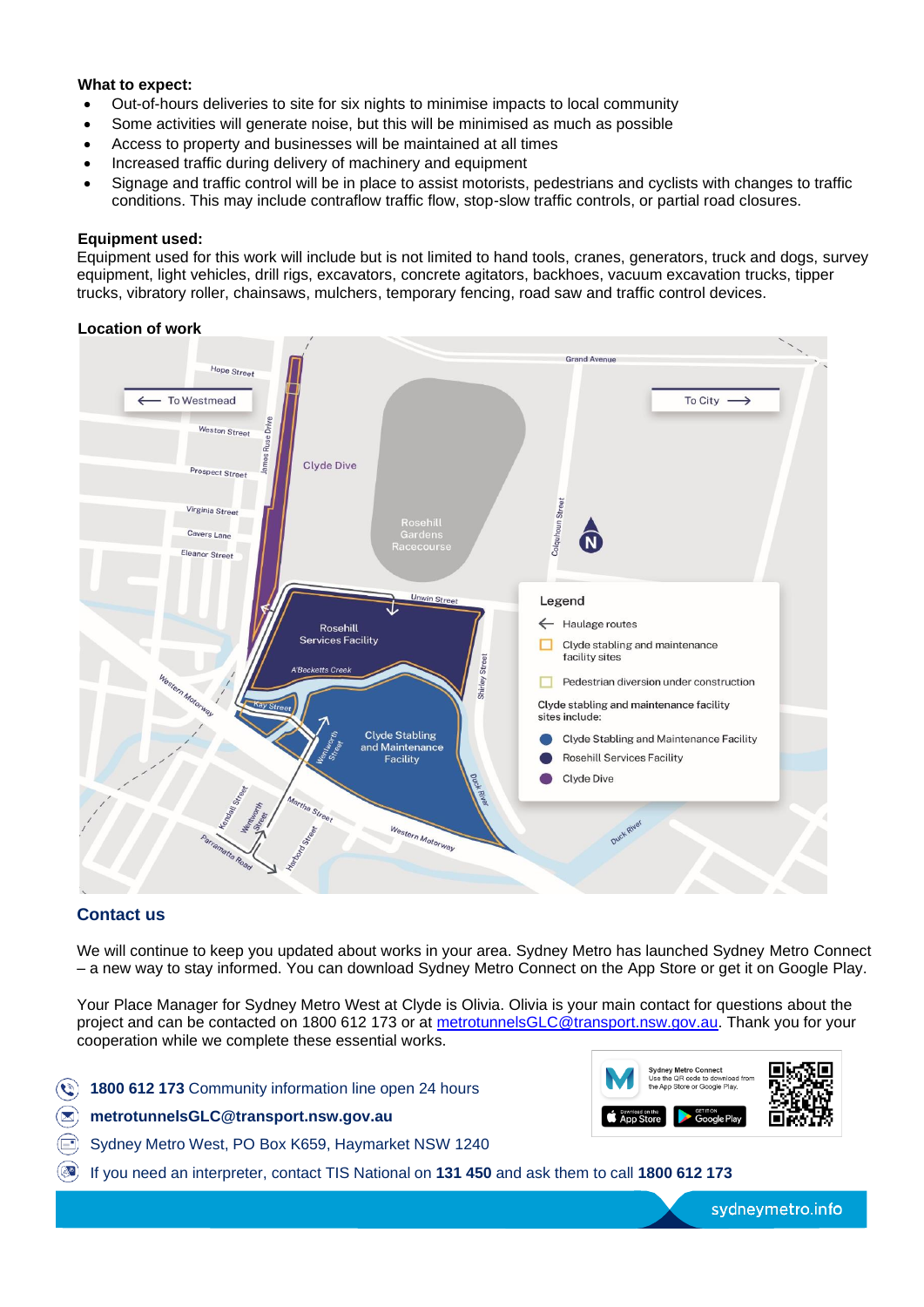**What to expect:**

- Out-of-hours deliveries to site for six nights to minimise impacts to local community
- Some activities will generate noise, but this will be minimised as much as possible
- Access to property and businesses will be maintained at all times
- Increased traffic during delivery of machinery and equipment
- Signage and traffic control will be in place to assist motorists, pedestrians and cyclists with changes to traffic conditions. This may include contraflow traffic flow, stop-slow traffic controls, or partial road closures.

**Equipment used:**

Equipment used for this work will include but is not limited to hand tools, cranes, generators, truck and dogs, survey equipment, light vehicles, drill rigs, excavators, concrete agitators, backhoes, vacuum excavation trucks, tipper trucks, vibratory roller, chainsaws, mulchers, temporary fencing, road saw and traffic control devices.

**Location of work**

Hope Street
Grand Avenue
To Westmead
To City
Weston Street
James Ruse Drive
Clyde Dive
Prospect Street
Colquhoun Street
Rosehill Gardens Racecourse
Virginia Street
Cavers Lane
Eleanor Street
Unwin Street
Rosehill Services Facility
A'Becketts Creek
Shirley Street
Western Motorway
Kay Street
Clyde Stabling and Maintenance Facility
Wentworth Street
Duck River
Kendall Street
Wentworth Street
Martha Street
Parramatta Road
Harbord Street
Western Motorway
Duck River

Legend
Haulage routes
Clyde stabling and maintenance facility sites
Pedestrian diversion under construction
Clyde stabling and maintenance facility sites include:
Clyde Stabling and Maintenance Facility
Rosehill Services Facility
Clyde Dive

## Contact us

We will continue to keep you updated about works in your area. Sydney Metro has launched Sydney Metro Connect – a new way to stay informed. You can download Sydney Metro Connect on the App Store or get it on Google Play.

Your Place Manager for Sydney Metro West at Clyde is Olivia. Olivia is your main contact for questions about the project and can be contacted on 1800 612 173 or at metrotunnelsGLC@transport.nsw.gov.au. Thank you for your cooperation while we complete these essential works.

**1800 612 173** Community information line open 24 hours

**metrotunnelsGLC@transport.nsw.gov.au**

Sydney Metro West, PO Box K659, Haymarket NSW 1240

If you need an interpreter, contact TIS National on **131 450** and ask them to call **1800 612 173**

Sydney Metro Connect
Use the QR code to download from the App Store or Google Play.

sydneymetro.info